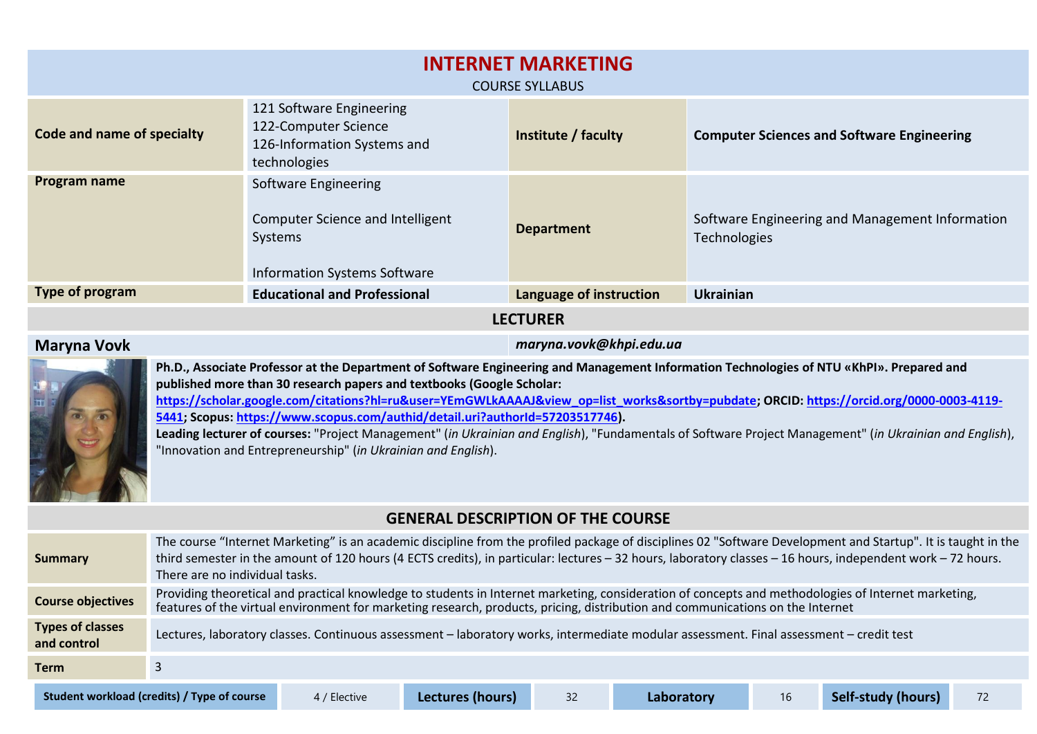# INTERNET MARKETING

COURSE SYLLABUS

| | | | |
|---|---|---|---|
| **Code and name of specialty** | 121 Software Engineering<br>122-Computer Science<br>126-Information Systems and technologies | **Institute / faculty** | **Computer Sciences and Software Engineering** |
| **Program name** | Software Engineering<br><br>Computer Science and Intelligent Systems<br><br>Information Systems Software | **Department** | Software Engineering and Management Information Technologies |
| **Type of program** | **Educational and Professional** | **Language of instruction** | **Ukrainian** |

## LECTURER

**Maryna Vovk** *maryna.vovk@khpi.edu.ua*

**Ph.D., Associate Professor at the Department of Software Engineering and Management Information Technologies of NTU «KhPI». Prepared and published more than 30 research papers and textbooks (Google Scholar: https://scholar.google.com/citations?hl=ru&user=YEmGWLkAAAAJ&view_op=list_works&sortby=pubdate; ORCID: https://orcid.org/0000-0003-4119-5441; Scopus: https://www.scopus.com/authid/detail.uri?authorId=57203517746).**

**Leading lecturer of courses:** "Project Management" (*in Ukrainian and English*), "Fundamentals of Software Project Management" (*in Ukrainian and English*), "Innovation and Entrepreneurship" (*in Ukrainian and English*).

## GENERAL DESCRIPTION OF THE COURSE

| | |
|---|---|
| **Summary** | The course "Internet Marketing" is an academic discipline from the profiled package of disciplines 02 "Software Development and Startup". It is taught in the third semester in the amount of 120 hours (4 ECTS credits), in particular: lectures – 32 hours, laboratory classes – 16 hours, independent work – 72 hours. There are no individual tasks. |
| **Course objectives** | Providing theoretical and practical knowledge to students in Internet marketing, consideration of concepts and methodologies of Internet marketing, features of the virtual environment for marketing research, products, pricing, distribution and communications on the Internet |
| **Types of classes and control** | Lectures, laboratory classes. Continuous assessment – laboratory works, intermediate modular assessment. Final assessment – credit test |
| **Term** | 3 |

| **Student workload (credits) / Type of course** | 4 / Elective | **Lectures (hours)** | 32 | **Laboratory** | 16 | **Self-study (hours)** | 72 |
|---|---|---|---|---|---|---|---|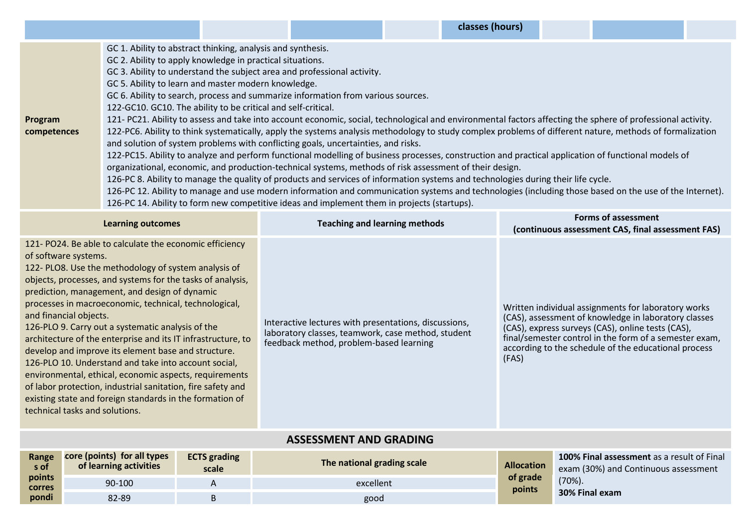| | | | | classes (hours) | | | |
|---|---|---|---|---|---|---|---|

| Program competences | GC 1. Ability to abstract thinking, analysis and synthesis.<br>GC 2. Ability to apply knowledge in practical situations.<br>GC 3. Ability to understand the subject area and professional activity.<br>GC 5. Ability to learn and master modern knowledge.<br>GC 6. Ability to search, process and summarize information from various sources.<br>122-GC10. GC10. The ability to be critical and self-critical.<br>121- PC21. Ability to assess and take into account economic, social, technological and environmental factors affecting the sphere of professional activity.<br>122-PC6. Ability to think systematically, apply the systems analysis methodology to study complex problems of different nature, methods of formalization and solution of system problems with conflicting goals, uncertainties, and risks.<br>122-PC15. Ability to analyze and perform functional modelling of business processes, construction and practical application of functional models of organizational, economic, and production-technical systems, methods of risk assessment of their design.<br>126-PC 8. Ability to manage the quality of products and services of information systems and technologies during their life cycle.<br>126-PC 12. Ability to manage and use modern information and communication systems and technologies (including those based on the use of the Internet).<br>126-PC 14. Ability to form new competitive ideas and implement them in projects (startups). |
|---|---|

| Learning outcomes | Teaching and learning methods | Forms of assessment (continuous assessment CAS, final assessment FAS) |
|---|---|---|
| 121- PO24. Be able to calculate the economic efficiency of software systems.<br>122- PLO8. Use the methodology of system analysis of objects, processes, and systems for the tasks of analysis, prediction, management, and design of dynamic processes in macroeconomic, technical, technological, and financial objects.<br>126-PLO 9. Carry out a systematic analysis of the architecture of the enterprise and its IT infrastructure, to develop and improve its element base and structure.<br>126-PLO 10. Understand and take into account social, environmental, ethical, economic aspects, requirements of labor protection, industrial sanitation, fire safety and existing state and foreign standards in the formation of technical tasks and solutions. | Interactive lectures with presentations, discussions, laboratory classes, teamwork, case method, student feedback method, problem-based learning | Written individual assignments for laboratory works (CAS), assessment of knowledge in laboratory classes (CAS), express surveys (CAS), online tests (CAS), final/semester control in the form of a semester exam, according to the schedule of the educational process (FAS) |

## ASSESSMENT AND GRADING

| Ranges of points correspondi | Score (points) for all types of learning activities | ECTS grading scale | The national grading scale | Allocation of grade points | **100% Final assessment** as a result of Final exam (30%) and Continuous assessment (70%).<br>**30% Final exam** |
|---|---|---|---|---|---|
| | 90-100 | A | excellent | | |
| | 82-89 | B | good | | |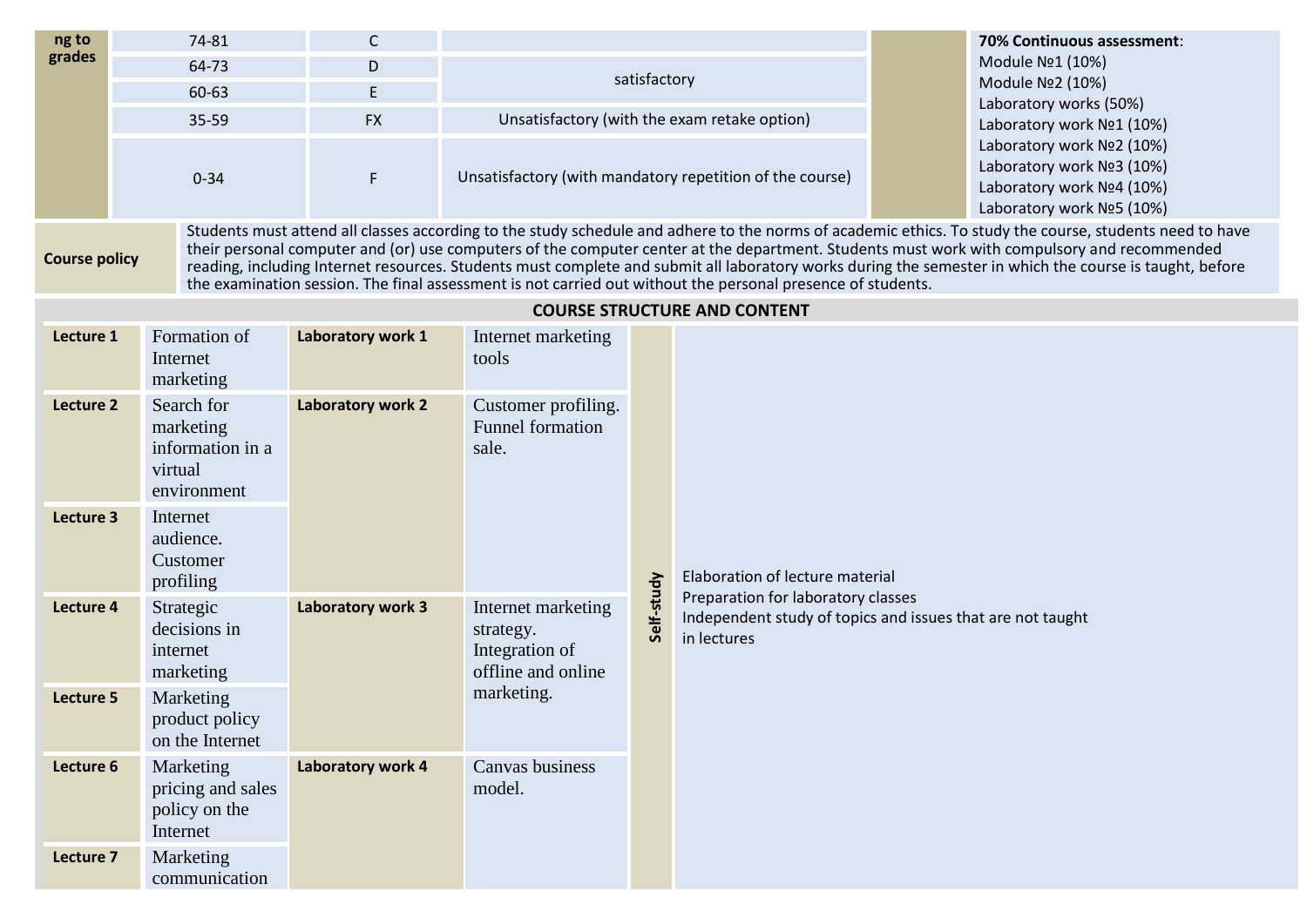| ng to grades | 74-81 | C | | | **70% Continuous assessment**: Module №1 (10%) Module №2 (10%) Laboratory works (50%) Laboratory work №1 (10%) Laboratory work №2 (10%) Laboratory work №3 (10%) Laboratory work №4 (10%) Laboratory work №5 (10%) |
|---|---|---|---|---|---|
| | 64-73 | D | satisfactory | | |
| | 60-63 | E | | | |
| | 35-59 | FX | Unsatisfactory (with the exam retake option) | | |
| | 0-34 | F | Unsatisfactory (with mandatory repetition of the course) | | |

| **Course policy** | Students must attend all classes according to the study schedule and adhere to the norms of academic ethics. To study the course, students need to have their personal computer and (or) use computers of the computer center at the department. Students must work with compulsory and recommended reading, including Internet resources. Students must complete and submit all laboratory works during the semester in which the course is taught, before the examination session. The final assessment is not carried out without the personal presence of students. |
|---|---|

## COURSE STRUCTURE AND CONTENT

| Lecture | Topic | Laboratory work | Topic | Self-study | |
|---|---|---|---|---|---|
| **Lecture 1** | Formation of Internet marketing | **Laboratory work 1** | Internet marketing tools | **Self-study** | Elaboration of lecture material<br>Preparation for laboratory classes<br>Independent study of topics and issues that are not taught in lectures |
| **Lecture 2** | Search for marketing information in a virtual environment | **Laboratory work 2** | Customer profiling. Funnel formation sale. | | |
| **Lecture 3** | Internet audience. Customer profiling | | | | |
| **Lecture 4** | Strategic decisions in internet marketing | **Laboratory work 3** | Internet marketing strategy. Integration of offline and online marketing. | | |
| **Lecture 5** | Marketing product policy on the Internet | | | | |
| **Lecture 6** | Marketing pricing and sales policy on the Internet | **Laboratory work 4** | Canvas business model. | | |
| **Lecture 7** | Marketing communication | | | | |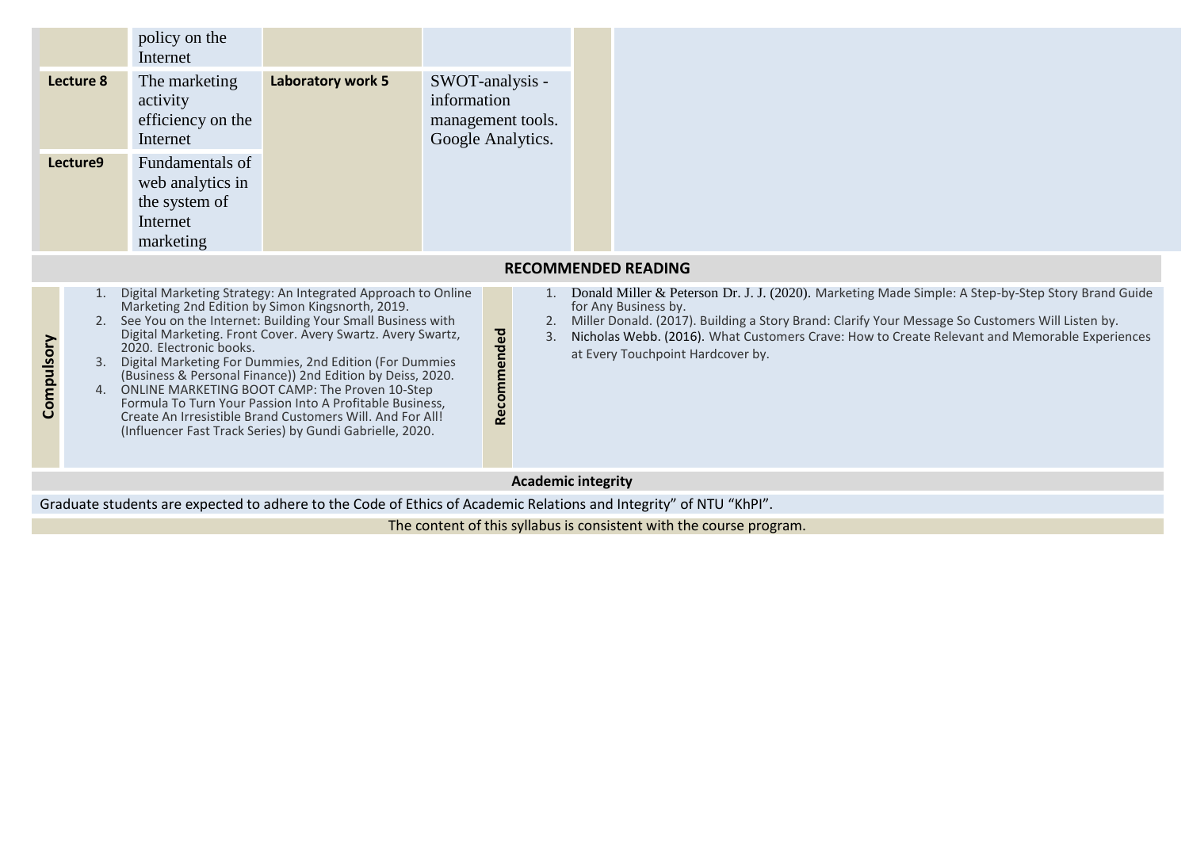| | | | | | |
|---|---|---|---|---|---|
| | policy on the Internet | | | | |
| **Lecture 8** | The marketing activity efficiency on the Internet | **Laboratory work 5** | SWOT-analysis - information management tools. Google Analytics. | | |
| **Lecture9** | Fundamentals of web analytics in the system of Internet marketing | | | | |

**RECOMMENDED READING**

| | | | |
|---|---|---|---|
| **Compulsory** | 1. Digital Marketing Strategy: An Integrated Approach to Online Marketing 2nd Edition by Simon Kingsnorth, 2019.<br>2. See You on the Internet: Building Your Small Business with Digital Marketing. Front Cover. Avery Swartz. Avery Swartz, 2020. Electronic books.<br>3. Digital Marketing For Dummies, 2nd Edition (For Dummies (Business & Personal Finance)) 2nd Edition by Deiss, 2020.<br>4. ONLINE MARKETING BOOT CAMP: The Proven 10-Step Formula To Turn Your Passion Into A Profitable Business, Create An Irresistible Brand Customers Will. And For All! (Influencer Fast Track Series) by Gundi Gabrielle, 2020. | **Recommended** | 1. Donald Miller & Peterson Dr. J. J. (2020). Marketing Made Simple: A Step-by-Step Story Brand Guide for Any Business by.<br>2. Miller Donald. (2017). Building a Story Brand: Clarify Your Message So Customers Will Listen by.<br>3. Nicholas Webb. (2016). What Customers Crave: How to Create Relevant and Memorable Experiences at Every Touchpoint Hardcover by. |

**Academic integrity**

Graduate students are expected to adhere to the Code of Ethics of Academic Relations and Integrity" of NTU "KhPI".

The content of this syllabus is consistent with the course program.